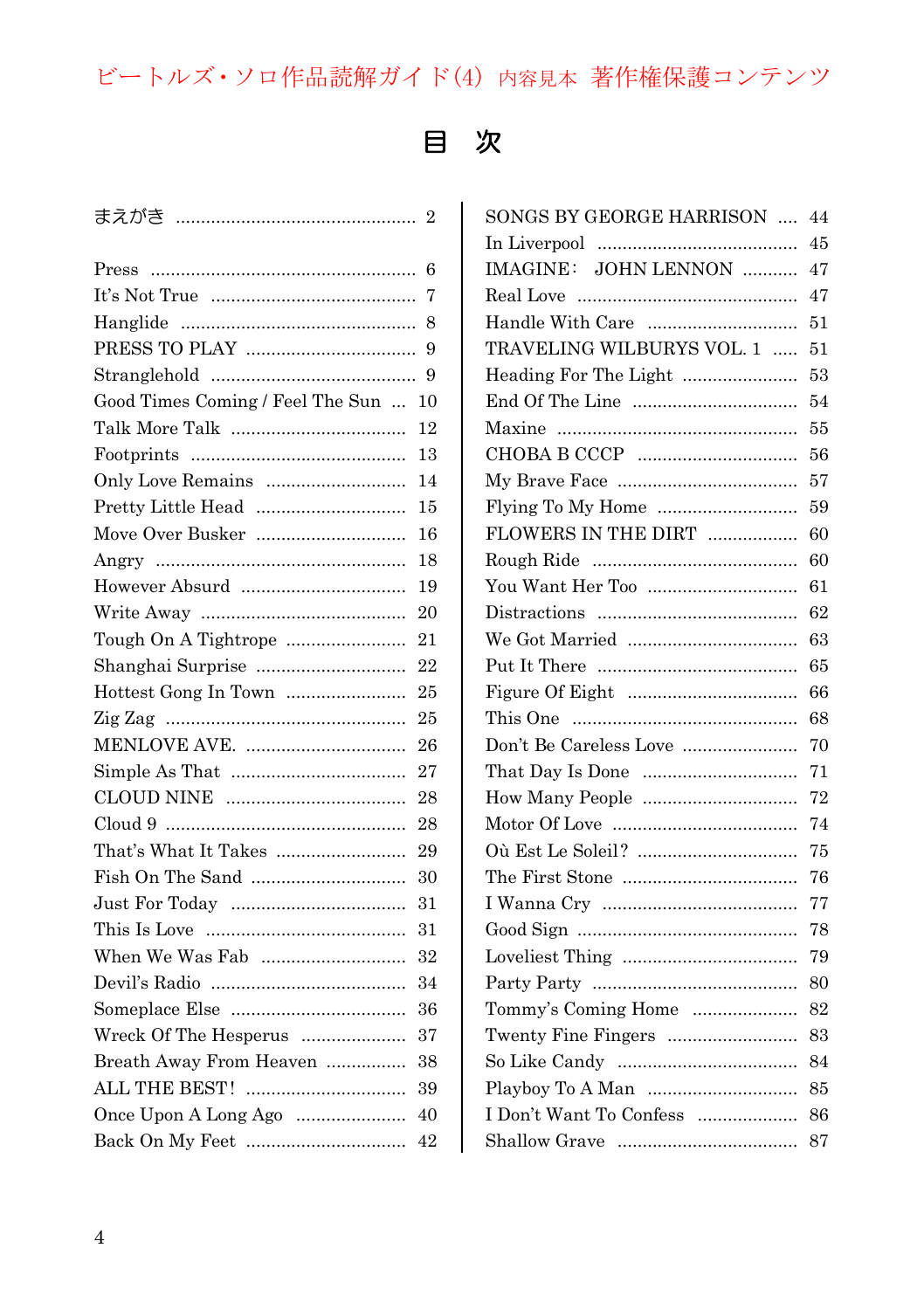ビートルズ・ソロ作品読解ガイド(4) 内容見本 著作権保護コンテンツ

# 目 次

まえがき ........................................ 2

Press ........................................ 6
It's Not True ........................................ 7
Hanglide ........................................ 8
PRESS TO PLAY ........................................ 9
Stranglehold ........................................ 9
Good Times Coming / Feel The Sun ... 10
Talk More Talk ........................................ 12
Footprints ........................................ 13
Only Love Remains ........................................ 14
Pretty Little Head ........................................ 15
Move Over Busker ........................................ 16
Angry ........................................ 18
However Absurd ........................................ 19
Write Away ........................................ 20
Tough On A Tightrope ........................................ 21
Shanghai Surprise ........................................ 22
Hottest Gong In Town ........................................ 25
Zig Zag ........................................ 25
MENLOVE AVE. ........................................ 26
Simple As That ........................................ 27
CLOUD NINE ........................................ 28
Cloud 9 ........................................ 28
That's What It Takes ........................................ 29
Fish On The Sand ........................................ 30
Just For Today ........................................ 31
This Is Love ........................................ 31
When We Was Fab ........................................ 32
Devil's Radio ........................................ 34
Someplace Else ........................................ 36
Wreck Of The Hesperus ........................................ 37
Breath Away From Heaven ........................................ 38
ALL THE BEST! ........................................ 39
Once Upon A Long Ago ........................................ 40
Back On My Feet ........................................ 42

SONGS BY GEORGE HARRISON .... 44
In Liverpool ........................................ 45
IMAGINE: JOHN LENNON ........... 47
Real Love ........................................ 47
Handle With Care ........................................ 51
TRAVELING WILBURYS VOL. 1 ..... 51
Heading For The Light ........................................ 53
End Of The Line ........................................ 54
Maxine ........................................ 55
CHOBA B CCCP ........................................ 56
My Brave Face ........................................ 57
Flying To My Home ........................................ 59
FLOWERS IN THE DIRT ........................................ 60
Rough Ride ........................................ 60
You Want Her Too ........................................ 61
Distractions ........................................ 62
We Got Married ........................................ 63
Put It There ........................................ 65
Figure Of Eight ........................................ 66
This One ........................................ 68
Don't Be Careless Love ........................................ 70
That Day Is Done ........................................ 71
How Many People ........................................ 72
Motor Of Love ........................................ 74
Où Est Le Soleil? ........................................ 75
The First Stone ........................................ 76
I Wanna Cry ........................................ 77
Good Sign ........................................ 78
Loveliest Thing ........................................ 79
Party Party ........................................ 80
Tommy's Coming Home ........................................ 82
Twenty Fine Fingers ........................................ 83
So Like Candy ........................................ 84
Playboy To A Man ........................................ 85
I Don't Want To Confess ........................................ 86
Shallow Grave ........................................ 87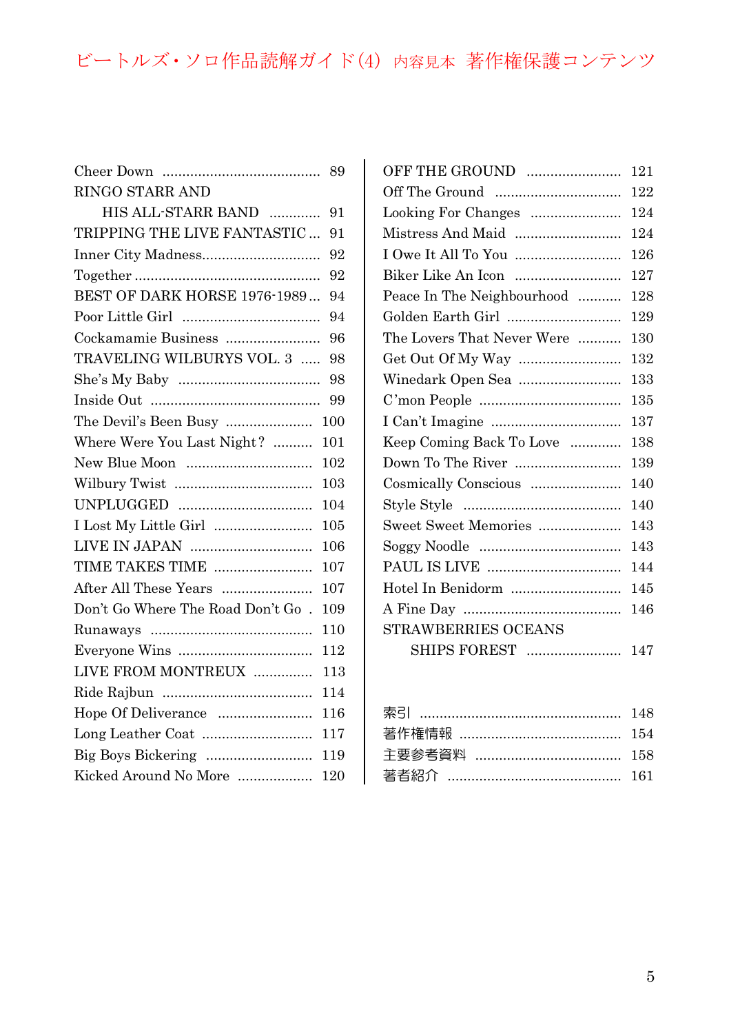| | |
|---|---|
| Cheer Down | 89 |
| RINGO STARR AND HIS ALL-STARR BAND | 91 |
| TRIPPING THE LIVE FANTASTIC | 91 |
| Inner City Madness | 92 |
| Together | 92 |
| BEST OF DARK HORSE 1976-1989 | 94 |
| Poor Little Girl | 94 |
| Cockamamie Business | 96 |
| TRAVELING WILBURYS VOL. 3 | 98 |
| She's My Baby | 98 |
| Inside Out | 99 |
| The Devil's Been Busy | 100 |
| Where Were You Last Night? | 101 |
| New Blue Moon | 102 |
| Wilbury Twist | 103 |
| UNPLUGGED | 104 |
| I Lost My Little Girl | 105 |
| LIVE IN JAPAN | 106 |
| TIME TAKES TIME | 107 |
| After All These Years | 107 |
| Don't Go Where The Road Don't Go | 109 |
| Runaways | 110 |
| Everyone Wins | 112 |
| LIVE FROM MONTREUX | 113 |
| Ride Rajbun | 114 |
| Hope Of Deliverance | 116 |
| Long Leather Coat | 117 |
| Big Boys Bickering | 119 |
| Kicked Around No More | 120 |
| OFF THE GROUND | 121 |
| Off The Ground | 122 |
| Looking For Changes | 124 |
| Mistress And Maid | 124 |
| I Owe It All To You | 126 |
| Biker Like An Icon | 127 |
| Peace In The Neighbourhood | 128 |
| Golden Earth Girl | 129 |
| The Lovers That Never Were | 130 |
| Get Out Of My Way | 132 |
| Winedark Open Sea | 133 |
| C'mon People | 135 |
| I Can't Imagine | 137 |
| Keep Coming Back To Love | 138 |
| Down To The River | 139 |
| Cosmically Conscious | 140 |
| Style Style | 140 |
| Sweet Sweet Memories | 143 |
| Soggy Noodle | 143 |
| PAUL IS LIVE | 144 |
| Hotel In Benidorm | 145 |
| A Fine Day | 146 |
| STRAWBERRIES OCEANS SHIPS FOREST | 147 |
| 索引 | 148 |
| 著作権情報 | 154 |
| 主要参考資料 | 158 |
| 著者紹介 | 161 |